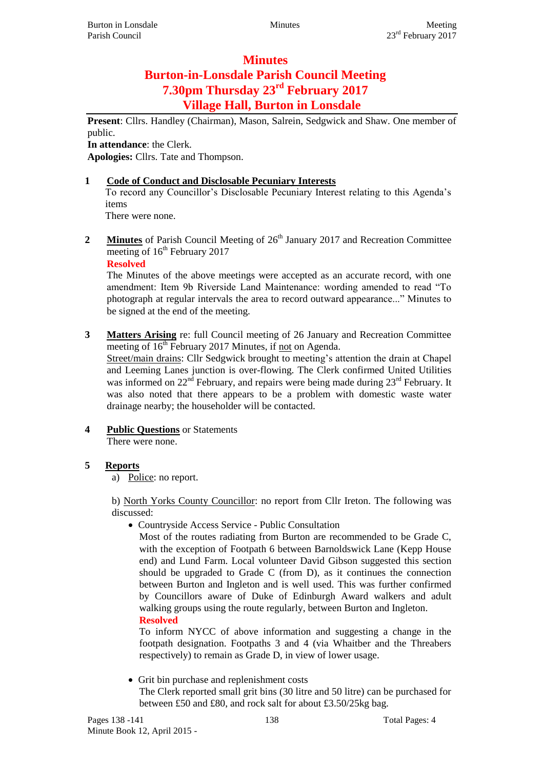# Minutes

# Burton-in-Lonsdale Parish Council Meeting

# 7.30pm Thursday 23rd February 2017

# Village Hall, Burton in Lonsdale

**Present**: Cllrs. Handley (Chairman), Mason, Salrein, Sedgwick and Shaw. One member of public.

**In attendance**: the Clerk.

**Apologies:** Cllrs. Tate and Thompson.

**1 Code of Conduct and Disclosable Pecuniary Interests**

To record any Councillor's Disclosable Pecuniary Interest relating to this Agenda's items

There were none.

**2 Minutes** of Parish Council Meeting of 26th January 2017 and Recreation Committee meeting of 16th February 2017

**Resolved**

The Minutes of the above meetings were accepted as an accurate record, with one amendment: Item 9b Riverside Land Maintenance: wording amended to read "To photograph at regular intervals the area to record outward appearance..." Minutes to be signed at the end of the meeting.

**3 Matters Arising** re: full Council meeting of 26 January and Recreation Committee meeting of 16th February 2017 Minutes, if not on Agenda.

Street/main drains: Cllr Sedgwick brought to meeting's attention the drain at Chapel and Leeming Lanes junction is over-flowing. The Clerk confirmed United Utilities was informed on 22nd February, and repairs were being made during 23rd February. It was also noted that there appears to be a problem with domestic waste water drainage nearby; the householder will be contacted.

**4 Public Questions** or Statements

There were none.

**5 Reports**

a) Police: no report.

b) North Yorks County Councillor: no report from Cllr Ireton. The following was discussed:

- Countryside Access Service - Public Consultation

  Most of the routes radiating from Burton are recommended to be Grade C, with the exception of Footpath 6 between Barnoldswick Lane (Kepp House end) and Lund Farm. Local volunteer David Gibson suggested this section should be upgraded to Grade C (from D), as it continues the connection between Burton and Ingleton and is well used. This was further confirmed by Councillors aware of Duke of Edinburgh Award walkers and adult walking groups using the route regularly, between Burton and Ingleton.

  **Resolved**

  To inform NYCC of above information and suggesting a change in the footpath designation. Footpaths 3 and 4 (via Whaitber and the Threabers respectively) to remain as Grade D, in view of lower usage.

- Grit bin purchase and replenishment costs

  The Clerk reported small grit bins (30 litre and 50 litre) can be purchased for between £50 and £80, and rock salt for about £3.50/25kg bag.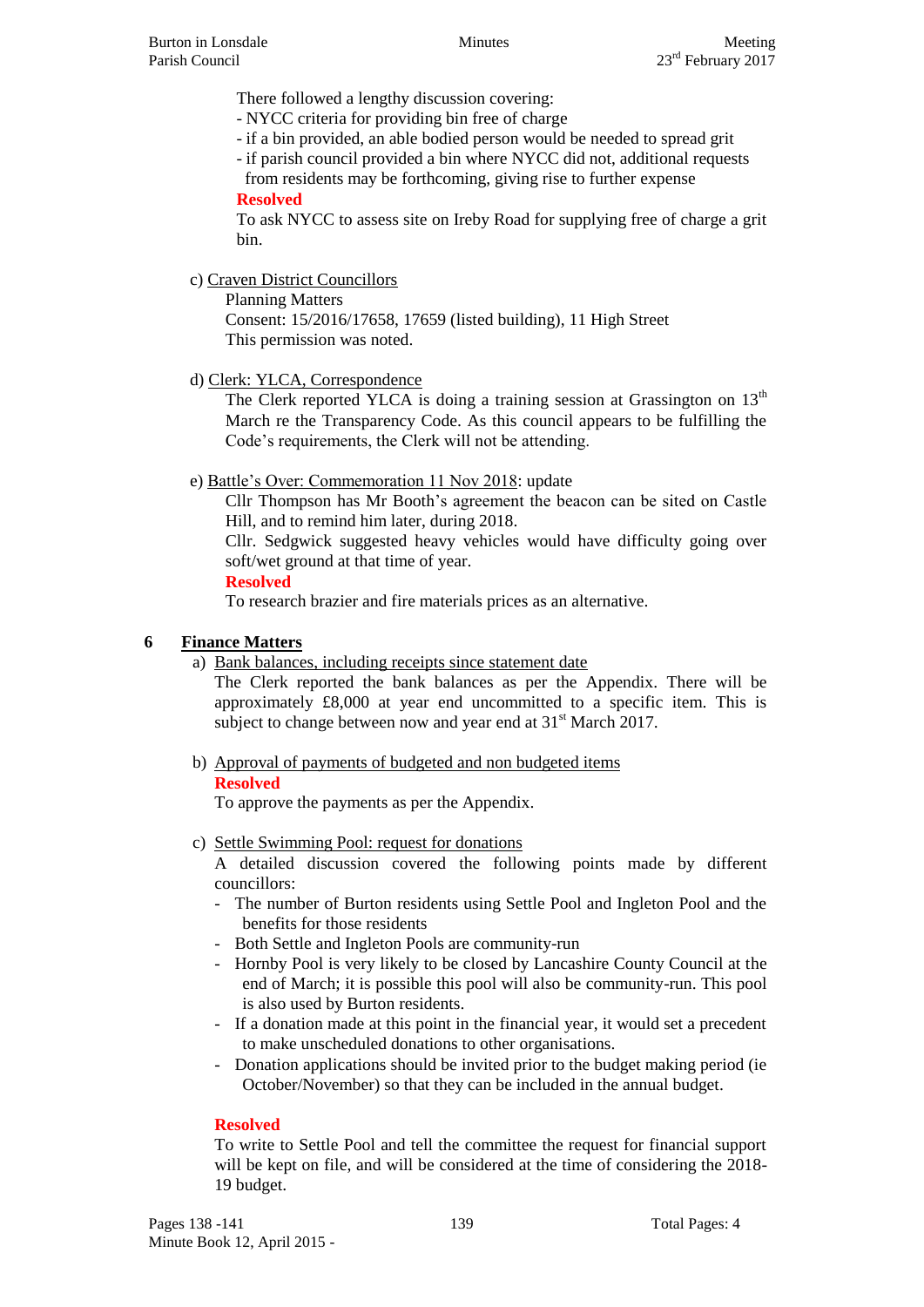There followed a lengthy discussion covering:
- NYCC criteria for providing bin free of charge
- if a bin provided, an able bodied person would be needed to spread grit
- if parish council provided a bin where NYCC did not, additional requests from residents may be forthcoming, giving rise to further expense

**Resolved**

To ask NYCC to assess site on Ireby Road for supplying free of charge a grit bin.

c) Craven District Councillors

Planning Matters

Consent: 15/2016/17658, 17659 (listed building), 11 High Street

This permission was noted.

d) Clerk: YLCA, Correspondence

The Clerk reported YLCA is doing a training session at Grassington on 13th March re the Transparency Code. As this council appears to be fulfilling the Code's requirements, the Clerk will not be attending.

e) Battle's Over: Commemoration 11 Nov 2018: update

Cllr Thompson has Mr Booth's agreement the beacon can be sited on Castle Hill, and to remind him later, during 2018.

Cllr. Sedgwick suggested heavy vehicles would have difficulty going over soft/wet ground at that time of year.

**Resolved**

To research brazier and fire materials prices as an alternative.

## 6 Finance Matters

a) Bank balances, including receipts since statement date

The Clerk reported the bank balances as per the Appendix. There will be approximately £8,000 at year end uncommitted to a specific item. This is subject to change between now and year end at 31st March 2017.

b) Approval of payments of budgeted and non budgeted items

**Resolved**

To approve the payments as per the Appendix.

c) Settle Swimming Pool: request for donations

A detailed discussion covered the following points made by different councillors:

- The number of Burton residents using Settle Pool and Ingleton Pool and the benefits for those residents
- Both Settle and Ingleton Pools are community-run
- Hornby Pool is very likely to be closed by Lancashire County Council at the end of March; it is possible this pool will also be community-run. This pool is also used by Burton residents.
- If a donation made at this point in the financial year, it would set a precedent to make unscheduled donations to other organisations.
- Donation applications should be invited prior to the budget making period (ie October/November) so that they can be included in the annual budget.

**Resolved**

To write to Settle Pool and tell the committee the request for financial support will be kept on file, and will be considered at the time of considering the 2018-19 budget.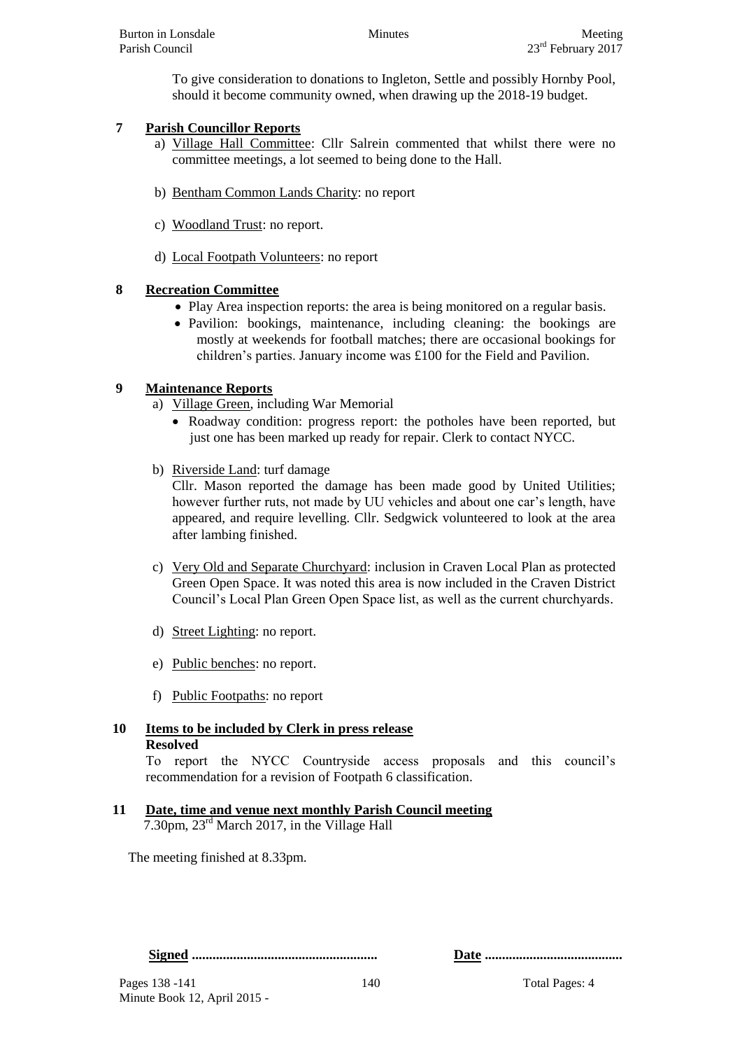To give consideration to donations to Ingleton, Settle and possibly Hornby Pool, should it become community owned, when drawing up the 2018-19 budget.

**7 Parish Councillor Reports**

a) Village Hall Committee: Cllr Salrein commented that whilst there were no committee meetings, a lot seemed to being done to the Hall.

b) Bentham Common Lands Charity: no report

c) Woodland Trust: no report.

d) Local Footpath Volunteers: no report

**8 Recreation Committee**

- Play Area inspection reports: the area is being monitored on a regular basis.
- Pavilion: bookings, maintenance, including cleaning: the bookings are mostly at weekends for football matches; there are occasional bookings for children's parties. January income was £100 for the Field and Pavilion.

**9 Maintenance Reports**

a) Village Green, including War Memorial

- Roadway condition: progress report: the potholes have been reported, but just one has been marked up ready for repair. Clerk to contact NYCC.

b) Riverside Land: turf damage

Cllr. Mason reported the damage has been made good by United Utilities; however further ruts, not made by UU vehicles and about one car's length, have appeared, and require levelling. Cllr. Sedgwick volunteered to look at the area after lambing finished.

c) Very Old and Separate Churchyard: inclusion in Craven Local Plan as protected Green Open Space. It was noted this area is now included in the Craven District Council's Local Plan Green Open Space list, as well as the current churchyards.

d) Street Lighting: no report.

e) Public benches: no report.

f) Public Footpaths: no report

**10 Items to be included by Clerk in press release**

**Resolved**

To report the NYCC Countryside access proposals and this council's recommendation for a revision of Footpath 6 classification.

**11 Date, time and venue next monthly Parish Council meeting**

7.30pm, 23rd March 2017, in the Village Hall

The meeting finished at 8.33pm.

**Signed** ..................................................... **Date** .......................................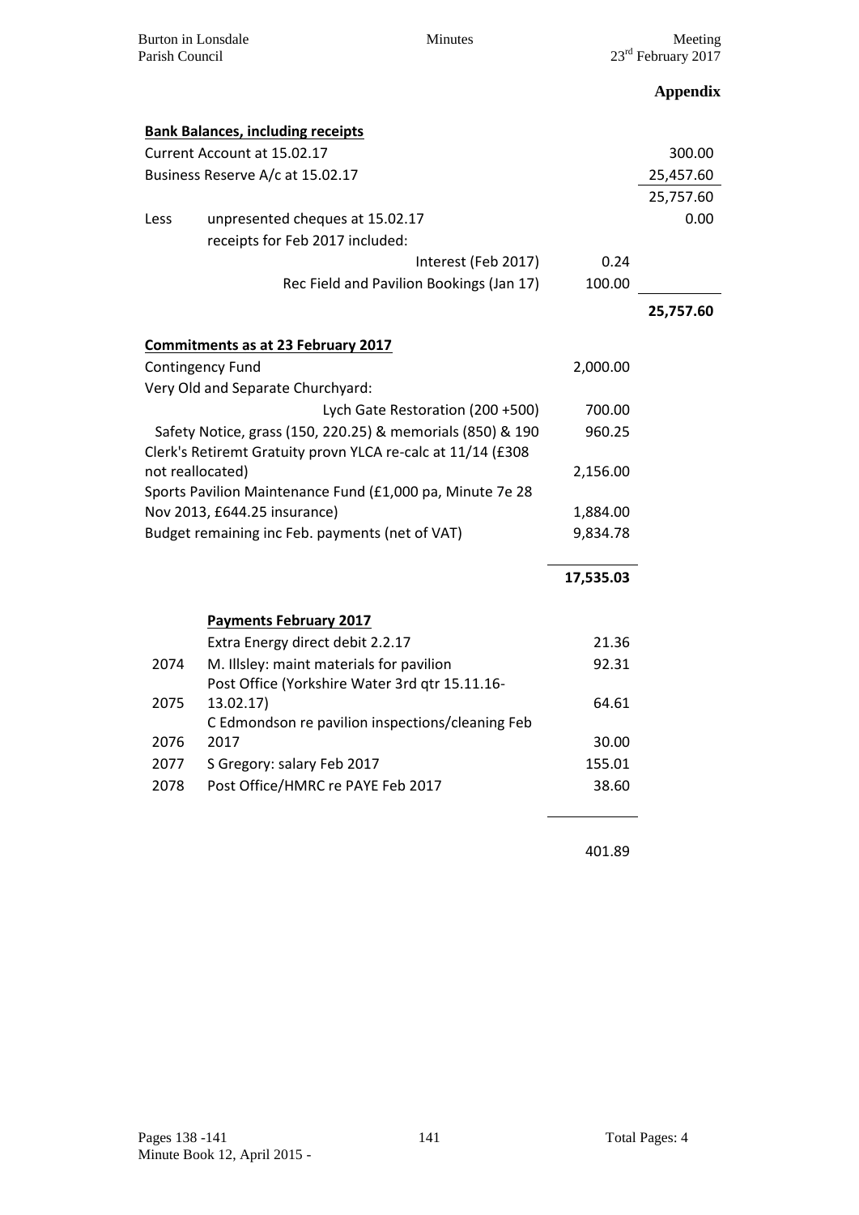**Appendix**

| | | | |
|---|---|---|---|
| **Bank Balances, including receipts** | | | |
| Current Account at 15.02.17 | | | 300.00 |
| Business Reserve A/c at 15.02.17 | | | 25,457.60 |
| | | | 25,757.60 |
| Less | unpresented cheques at 15.02.17 | | 0.00 |
| | receipts for Feb 2017 included: | | |
| | Interest (Feb 2017) | 0.24 | |
| | Rec Field and Pavilion Bookings (Jan 17) | 100.00 | |
| | | | **25,757.60** |

| | |
|---|---|
| **Commitments as at 23 February 2017** | |
| Contingency Fund | 2,000.00 |
| Very Old and Separate Churchyard: | |
| Lych Gate Restoration (200 +500) | 700.00 |
| Safety Notice, grass (150, 220.25) & memorials (850) & 190 | 960.25 |
| Clerk's Retiremt Gratuity provn YLCA re-calc at 11/14 (£308 not reallocated) | 2,156.00 |
| Sports Pavilion Maintenance Fund (£1,000 pa, Minute 7e 28 Nov 2013, £644.25 insurance) | 1,884.00 |
| Budget remaining inc Feb. payments (net of VAT) | 9,834.78 |
| | **17,535.03** |

| | | |
|---|---|---|
| | **Payments February 2017** | |
| | Extra Energy direct debit 2.2.17 | 21.36 |
| 2074 | M. Illsley: maint materials for pavilion | 92.31 |
| 2075 | Post Office (Yorkshire Water 3rd qtr 15.11.16-13.02.17) | 64.61 |
| 2076 | C Edmondson re pavilion inspections/cleaning Feb 2017 | 30.00 |
| 2077 | S Gregory: salary Feb 2017 | 155.01 |
| 2078 | Post Office/HMRC re PAYE Feb 2017 | 38.60 |
| | | 401.89 |